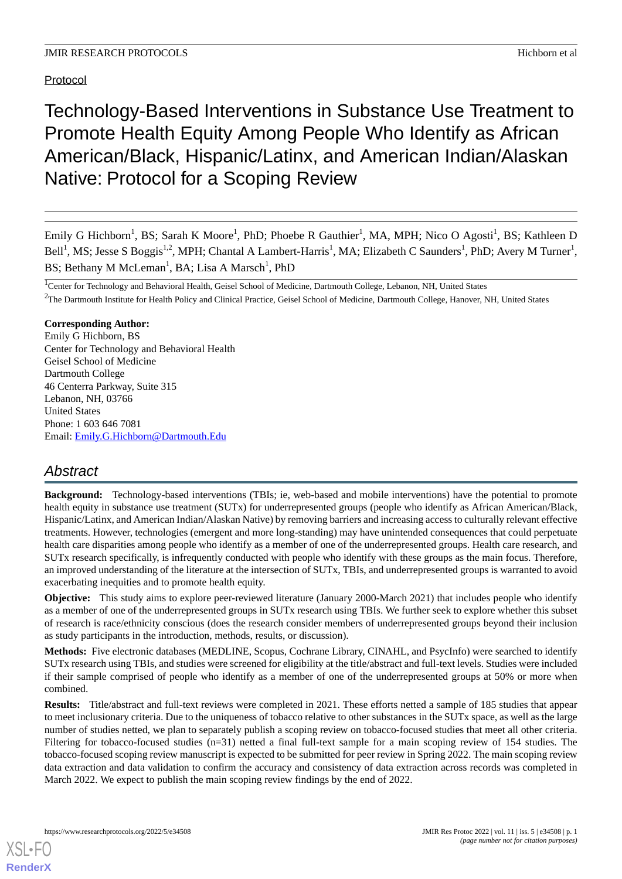Protocol

# Technology-Based Interventions in Substance Use Treatment to Promote Health Equity Among People Who Identify as African American/Black, Hispanic/Latinx, and American Indian/Alaskan Native: Protocol for a Scoping Review

Emily G Hichborn[1], BS; Sarah K Moore[1], PhD; Phoebe R Gauthier[1], MA, MPH; Nico O Agosti[1], BS; Kathleen D Bell[1], MS; Jesse S Boggis[1,2], MPH; Chantal A Lambert-Harris[1], MA; Elizabeth C Saunders[1], PhD; Avery M Turner[1], BS; Bethany M McLeman[1], BA; Lisa A Marsch[1], PhD

[1]Center for Technology and Behavioral Health, Geisel School of Medicine, Dartmouth College, Lebanon, NH, United States

[2]The Dartmouth Institute for Health Policy and Clinical Practice, Geisel School of Medicine, Dartmouth College, Hanover, NH, United States

**Corresponding Author:**
Emily G Hichborn, BS
Center for Technology and Behavioral Health
Geisel School of Medicine
Dartmouth College
46 Centerra Parkway, Suite 315
Lebanon, NH, 03766
United States
Phone: 1 603 646 7081
Email: Emily.G.Hichborn@Dartmouth.Edu

## Abstract

**Background:** Technology-based interventions (TBIs; ie, web-based and mobile interventions) have the potential to promote health equity in substance use treatment (SUTx) for underrepresented groups (people who identify as African American/Black, Hispanic/Latinx, and American Indian/Alaskan Native) by removing barriers and increasing access to culturally relevant effective treatments. However, technologies (emergent and more long-standing) may have unintended consequences that could perpetuate health care disparities among people who identify as a member of one of the underrepresented groups. Health care research, and SUTx research specifically, is infrequently conducted with people who identify with these groups as the main focus. Therefore, an improved understanding of the literature at the intersection of SUTx, TBIs, and underrepresented groups is warranted to avoid exacerbating inequities and to promote health equity.

**Objective:** This study aims to explore peer-reviewed literature (January 2000-March 2021) that includes people who identify as a member of one of the underrepresented groups in SUTx research using TBIs. We further seek to explore whether this subset of research is race/ethnicity conscious (does the research consider members of underrepresented groups beyond their inclusion as study participants in the introduction, methods, results, or discussion).

**Methods:** Five electronic databases (MEDLINE, Scopus, Cochrane Library, CINAHL, and PsycInfo) were searched to identify SUTx research using TBIs, and studies were screened for eligibility at the title/abstract and full-text levels. Studies were included if their sample comprised of people who identify as a member of one of the underrepresented groups at 50% or more when combined.

**Results:** Title/abstract and full-text reviews were completed in 2021. These efforts netted a sample of 185 studies that appear to meet inclusionary criteria. Due to the uniqueness of tobacco relative to other substances in the SUTx space, as well as the large number of studies netted, we plan to separately publish a scoping review on tobacco-focused studies that meet all other criteria. Filtering for tobacco-focused studies (n=31) netted a final full-text sample for a main scoping review of 154 studies. The tobacco-focused scoping review manuscript is expected to be submitted for peer review in Spring 2022. The main scoping review data extraction and data validation to confirm the accuracy and consistency of data extraction across records was completed in March 2022. We expect to publish the main scoping review findings by the end of 2022.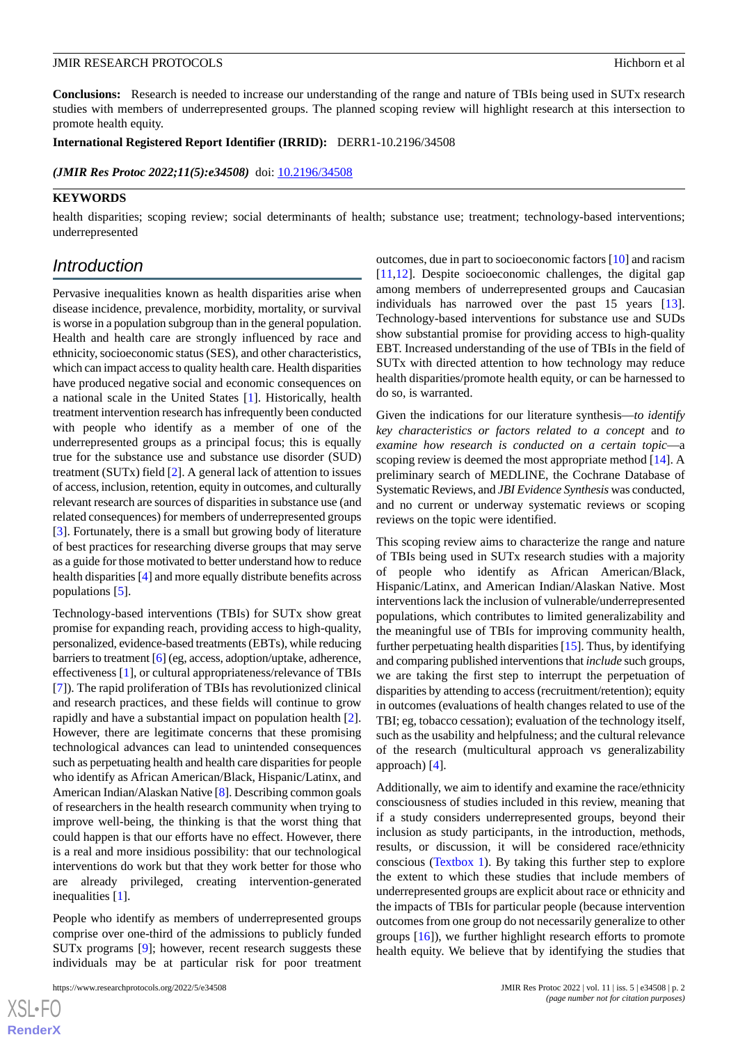**Conclusions:** Research is needed to increase our understanding of the range and nature of TBIs being used in SUTx research studies with members of underrepresented groups. The planned scoping review will highlight research at this intersection to promote health equity.

**International Registered Report Identifier (IRRID):** DERR1-10.2196/34508

***(JMIR Res Protoc 2022;11(5):e34508)*** doi: 10.2196/34508

**KEYWORDS**

health disparities; scoping review; social determinants of health; substance use; treatment; technology-based interventions; underrepresented

## Introduction

Pervasive inequalities known as health disparities arise when disease incidence, prevalence, morbidity, mortality, or survival is worse in a population subgroup than in the general population. Health and health care are strongly influenced by race and ethnicity, socioeconomic status (SES), and other characteristics, which can impact access to quality health care. Health disparities have produced negative social and economic consequences on a national scale in the United States [1]. Historically, health treatment intervention research has infrequently been conducted with people who identify as a member of one of the underrepresented groups as a principal focus; this is equally true for the substance use and substance use disorder (SUD) treatment (SUTx) field [2]. A general lack of attention to issues of access, inclusion, retention, equity in outcomes, and culturally relevant research are sources of disparities in substance use (and related consequences) for members of underrepresented groups [3]. Fortunately, there is a small but growing body of literature of best practices for researching diverse groups that may serve as a guide for those motivated to better understand how to reduce health disparities [4] and more equally distribute benefits across populations [5].

Technology-based interventions (TBIs) for SUTx show great promise for expanding reach, providing access to high-quality, personalized, evidence-based treatments (EBTs), while reducing barriers to treatment [6] (eg, access, adoption/uptake, adherence, effectiveness [1], or cultural appropriateness/relevance of TBIs [7]). The rapid proliferation of TBIs has revolutionized clinical and research practices, and these fields will continue to grow rapidly and have a substantial impact on population health [2]. However, there are legitimate concerns that these promising technological advances can lead to unintended consequences such as perpetuating health and health care disparities for people who identify as African American/Black, Hispanic/Latinx, and American Indian/Alaskan Native [8]. Describing common goals of researchers in the health research community when trying to improve well-being, the thinking is that the worst thing that could happen is that our efforts have no effect. However, there is a real and more insidious possibility: that our technological interventions do work but that they work better for those who are already privileged, creating intervention-generated inequalities [1].

People who identify as members of underrepresented groups comprise over one-third of the admissions to publicly funded SUTx programs [9]; however, recent research suggests these individuals may be at particular risk for poor treatment outcomes, due in part to socioeconomic factors [10] and racism [11,12]. Despite socioeconomic challenges, the digital gap among members of underrepresented groups and Caucasian individuals has narrowed over the past 15 years [13]. Technology-based interventions for substance use and SUDs show substantial promise for providing access to high-quality EBT. Increased understanding of the use of TBIs in the field of SUTx with directed attention to how technology may reduce health disparities/promote health equity, or can be harnessed to do so, is warranted.

Given the indications for our literature synthesis—*to identify key characteristics or factors related to a concept* and *to examine how research is conducted on a certain topic*—a scoping review is deemed the most appropriate method [14]. A preliminary search of MEDLINE, the Cochrane Database of Systematic Reviews, and *JBI Evidence Synthesis* was conducted, and no current or underway systematic reviews or scoping reviews on the topic were identified.

This scoping review aims to characterize the range and nature of TBIs being used in SUTx research studies with a majority of people who identify as African American/Black, Hispanic/Latinx, and American Indian/Alaskan Native. Most interventions lack the inclusion of vulnerable/underrepresented populations, which contributes to limited generalizability and the meaningful use of TBIs for improving community health, further perpetuating health disparities [15]. Thus, by identifying and comparing published interventions that *include* such groups, we are taking the first step to interrupt the perpetuation of disparities by attending to access (recruitment/retention); equity in outcomes (evaluations of health changes related to use of the TBI; eg, tobacco cessation); evaluation of the technology itself, such as the usability and helpfulness; and the cultural relevance of the research (multicultural approach vs generalizability approach) [4].

Additionally, we aim to identify and examine the race/ethnicity consciousness of studies included in this review, meaning that if a study considers underrepresented groups, beyond their inclusion as study participants, in the introduction, methods, results, or discussion, it will be considered race/ethnicity conscious (Textbox 1). By taking this further step to explore the extent to which these studies that include members of underrepresented groups are explicit about race or ethnicity and the impacts of TBIs for particular people (because intervention outcomes from one group do not necessarily generalize to other groups [16]), we further highlight research efforts to promote health equity. We believe that by identifying the studies that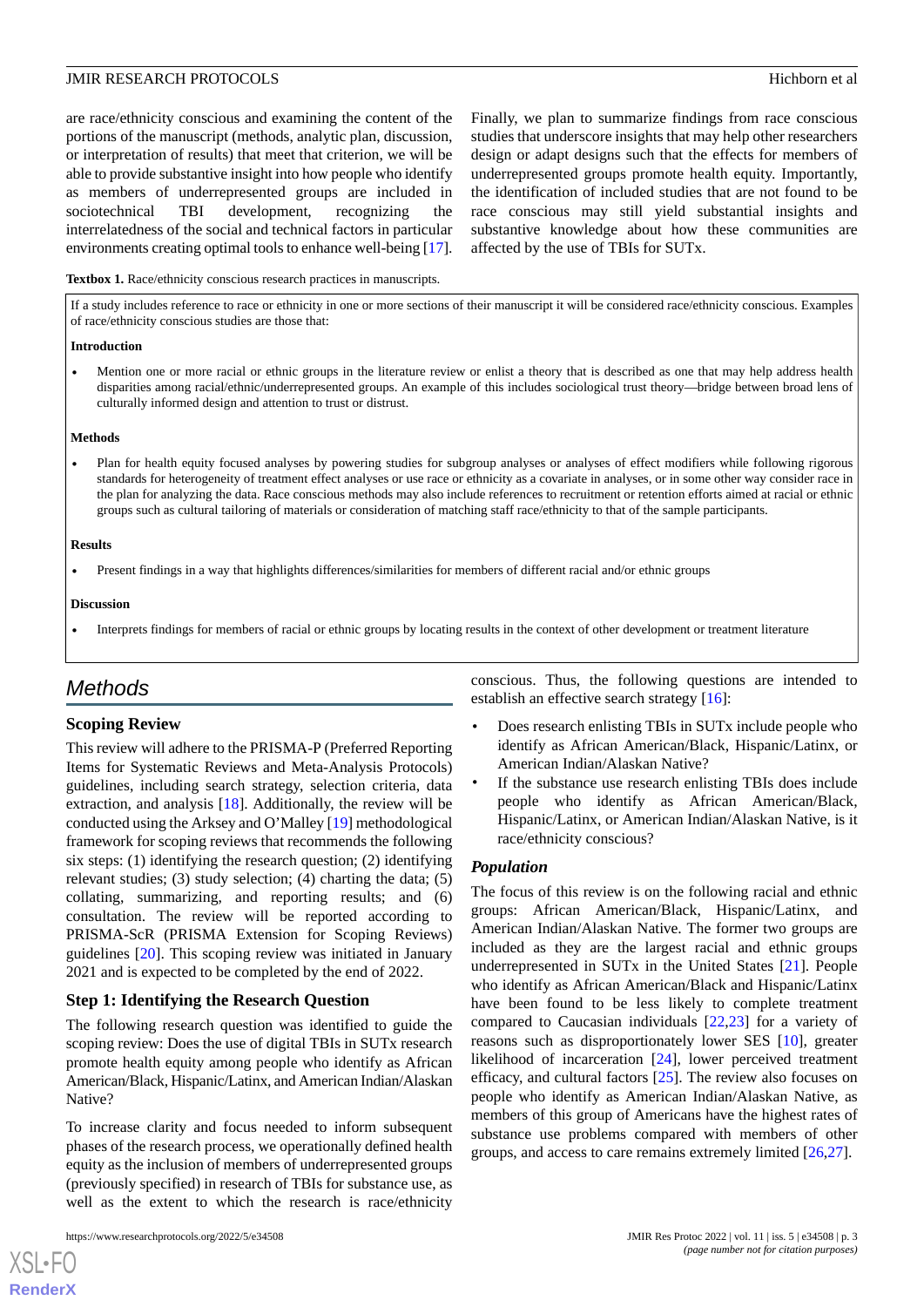are race/ethnicity conscious and examining the content of the portions of the manuscript (methods, analytic plan, discussion, or interpretation of results) that meet that criterion, we will be able to provide substantive insight into how people who identify as members of underrepresented groups are included in sociotechnical TBI development, recognizing the interrelatedness of the social and technical factors in particular environments creating optimal tools to enhance well-being [17]. Finally, we plan to summarize findings from race conscious studies that underscore insights that may help other researchers design or adapt designs such that the effects for members of underrepresented groups promote health equity. Importantly, the identification of included studies that are not found to be race conscious may still yield substantial insights and substantive knowledge about how these communities are affected by the use of TBIs for SUTx.

**Textbox 1.** Race/ethnicity conscious research practices in manuscripts.

If a study includes reference to race or ethnicity in one or more sections of their manuscript it will be considered race/ethnicity conscious. Examples of race/ethnicity conscious studies are those that:

**Introduction**

- Mention one or more racial or ethnic groups in the literature review or enlist a theory that is described as one that may help address health disparities among racial/ethnic/underrepresented groups. An example of this includes sociological trust theory—bridge between broad lens of culturally informed design and attention to trust or distrust.

**Methods**

- Plan for health equity focused analyses by powering studies for subgroup analyses or analyses of effect modifiers while following rigorous standards for heterogeneity of treatment effect analyses or use race or ethnicity as a covariate in analyses, or in some other way consider race in the plan for analyzing the data. Race conscious methods may also include references to recruitment or retention efforts aimed at racial or ethnic groups such as cultural tailoring of materials or consideration of matching staff race/ethnicity to that of the sample participants.

**Results**

- Present findings in a way that highlights differences/similarities for members of different racial and/or ethnic groups

**Discussion**

- Interprets findings for members of racial or ethnic groups by locating results in the context of other development or treatment literature

## Methods

### Scoping Review

This review will adhere to the PRISMA-P (Preferred Reporting Items for Systematic Reviews and Meta-Analysis Protocols) guidelines, including search strategy, selection criteria, data extraction, and analysis [18]. Additionally, the review will be conducted using the Arksey and O'Malley [19] methodological framework for scoping reviews that recommends the following six steps: (1) identifying the research question; (2) identifying relevant studies; (3) study selection; (4) charting the data; (5) collating, summarizing, and reporting results; and (6) consultation. The review will be reported according to PRISMA-ScR (PRISMA Extension for Scoping Reviews) guidelines [20]. This scoping review was initiated in January 2021 and is expected to be completed by the end of 2022.

### Step 1: Identifying the Research Question

The following research question was identified to guide the scoping review: Does the use of digital TBIs in SUTx research promote health equity among people who identify as African American/Black, Hispanic/Latinx, and American Indian/Alaskan Native?

To increase clarity and focus needed to inform subsequent phases of the research process, we operationally defined health equity as the inclusion of members of underrepresented groups (previously specified) in research of TBIs for substance use, as well as the extent to which the research is race/ethnicity conscious. Thus, the following questions are intended to establish an effective search strategy [16]:

- Does research enlisting TBIs in SUTx include people who identify as African American/Black, Hispanic/Latinx, or American Indian/Alaskan Native?
- If the substance use research enlisting TBIs does include people who identify as African American/Black, Hispanic/Latinx, or American Indian/Alaskan Native, is it race/ethnicity conscious?

#### *Population*

The focus of this review is on the following racial and ethnic groups: African American/Black, Hispanic/Latinx, and American Indian/Alaskan Native. The former two groups are included as they are the largest racial and ethnic groups underrepresented in SUTx in the United States [21]. People who identify as African American/Black and Hispanic/Latinx have been found to be less likely to complete treatment compared to Caucasian individuals [22,23] for a variety of reasons such as disproportionately lower SES [10], greater likelihood of incarceration [24], lower perceived treatment efficacy, and cultural factors [25]. The review also focuses on people who identify as American Indian/Alaskan Native, as members of this group of Americans have the highest rates of substance use problems compared with members of other groups, and access to care remains extremely limited [26,27].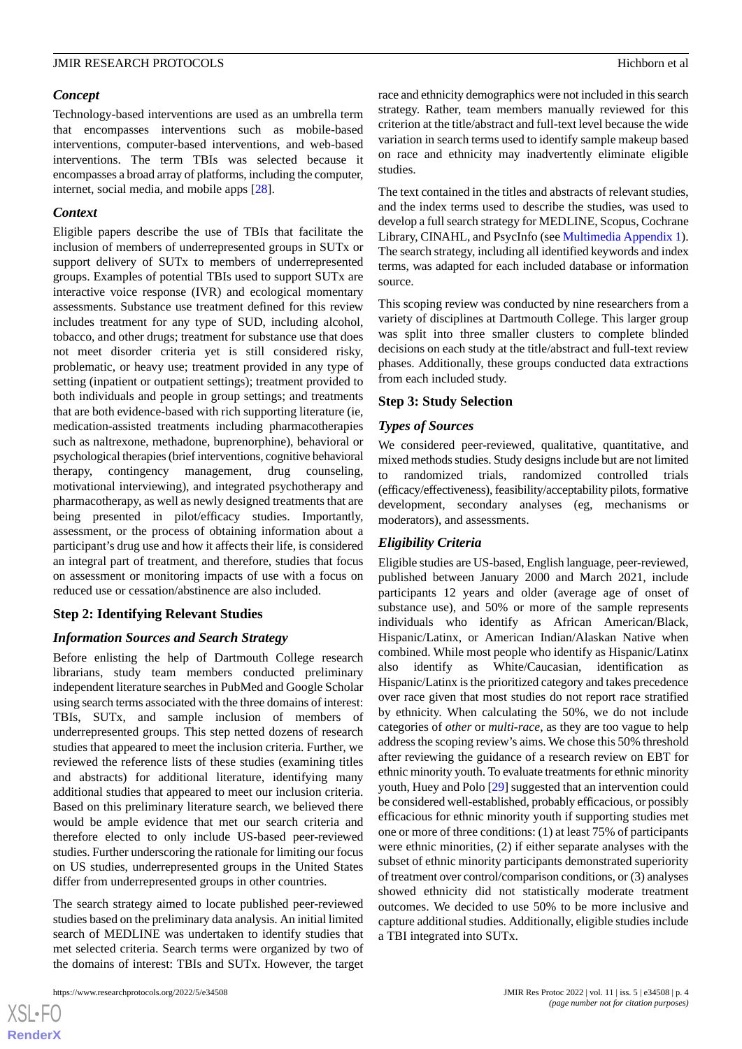### Concept

Technology-based interventions are used as an umbrella term that encompasses interventions such as mobile-based interventions, computer-based interventions, and web-based interventions. The term TBIs was selected because it encompasses a broad array of platforms, including the computer, internet, social media, and mobile apps [28].

### Context

Eligible papers describe the use of TBIs that facilitate the inclusion of members of underrepresented groups in SUTx or support delivery of SUTx to members of underrepresented groups. Examples of potential TBIs used to support SUTx are interactive voice response (IVR) and ecological momentary assessments. Substance use treatment defined for this review includes treatment for any type of SUD, including alcohol, tobacco, and other drugs; treatment for substance use that does not meet disorder criteria yet is still considered risky, problematic, or heavy use; treatment provided in any type of setting (inpatient or outpatient settings); treatment provided to both individuals and people in group settings; and treatments that are both evidence-based with rich supporting literature (ie, medication-assisted treatments including pharmacotherapies such as naltrexone, methadone, buprenorphine), behavioral or psychological therapies (brief interventions, cognitive behavioral therapy, contingency management, drug counseling, motivational interviewing), and integrated psychotherapy and pharmacotherapy, as well as newly designed treatments that are being presented in pilot/efficacy studies. Importantly, assessment, or the process of obtaining information about a participant's drug use and how it affects their life, is considered an integral part of treatment, and therefore, studies that focus on assessment or monitoring impacts of use with a focus on reduced use or cessation/abstinence are also included.

## Step 2: Identifying Relevant Studies

### Information Sources and Search Strategy

Before enlisting the help of Dartmouth College research librarians, study team members conducted preliminary independent literature searches in PubMed and Google Scholar using search terms associated with the three domains of interest: TBIs, SUTx, and sample inclusion of members of underrepresented groups. This step netted dozens of research studies that appeared to meet the inclusion criteria. Further, we reviewed the reference lists of these studies (examining titles and abstracts) for additional literature, identifying many additional studies that appeared to meet our inclusion criteria. Based on this preliminary literature search, we believed there would be ample evidence that met our search criteria and therefore elected to only include US-based peer-reviewed studies. Further underscoring the rationale for limiting our focus on US studies, underrepresented groups in the United States differ from underrepresented groups in other countries.

The search strategy aimed to locate published peer-reviewed studies based on the preliminary data analysis. An initial limited search of MEDLINE was undertaken to identify studies that met selected criteria. Search terms were organized by two of the domains of interest: TBIs and SUTx. However, the target race and ethnicity demographics were not included in this search strategy. Rather, team members manually reviewed for this criterion at the title/abstract and full-text level because the wide variation in search terms used to identify sample makeup based on race and ethnicity may inadvertently eliminate eligible studies.

The text contained in the titles and abstracts of relevant studies, and the index terms used to describe the studies, was used to develop a full search strategy for MEDLINE, Scopus, Cochrane Library, CINAHL, and PsycInfo (see Multimedia Appendix 1). The search strategy, including all identified keywords and index terms, was adapted for each included database or information source.

This scoping review was conducted by nine researchers from a variety of disciplines at Dartmouth College. This larger group was split into three smaller clusters to complete blinded decisions on each study at the title/abstract and full-text review phases. Additionally, these groups conducted data extractions from each included study.

## Step 3: Study Selection

### Types of Sources

We considered peer-reviewed, qualitative, quantitative, and mixed methods studies. Study designs include but are not limited to randomized trials, randomized controlled trials (efficacy/effectiveness), feasibility/acceptability pilots, formative development, secondary analyses (eg, mechanisms or moderators), and assessments.

### Eligibility Criteria

Eligible studies are US-based, English language, peer-reviewed, published between January 2000 and March 2021, include participants 12 years and older (average age of onset of substance use), and 50% or more of the sample represents individuals who identify as African American/Black, Hispanic/Latinx, or American Indian/Alaskan Native when combined. While most people who identify as Hispanic/Latinx also identify as White/Caucasian, identification as Hispanic/Latinx is the prioritized category and takes precedence over race given that most studies do not report race stratified by ethnicity. When calculating the 50%, we do not include categories of *other* or *multi-race*, as they are too vague to help address the scoping review's aims. We chose this 50% threshold after reviewing the guidance of a research review on EBT for ethnic minority youth. To evaluate treatments for ethnic minority youth, Huey and Polo [29] suggested that an intervention could be considered well-established, probably efficacious, or possibly efficacious for ethnic minority youth if supporting studies met one or more of three conditions: (1) at least 75% of participants were ethnic minorities, (2) if either separate analyses with the subset of ethnic minority participants demonstrated superiority of treatment over control/comparison conditions, or (3) analyses showed ethnicity did not statistically moderate treatment outcomes. We decided to use 50% to be more inclusive and capture additional studies. Additionally, eligible studies include a TBI integrated into SUTx.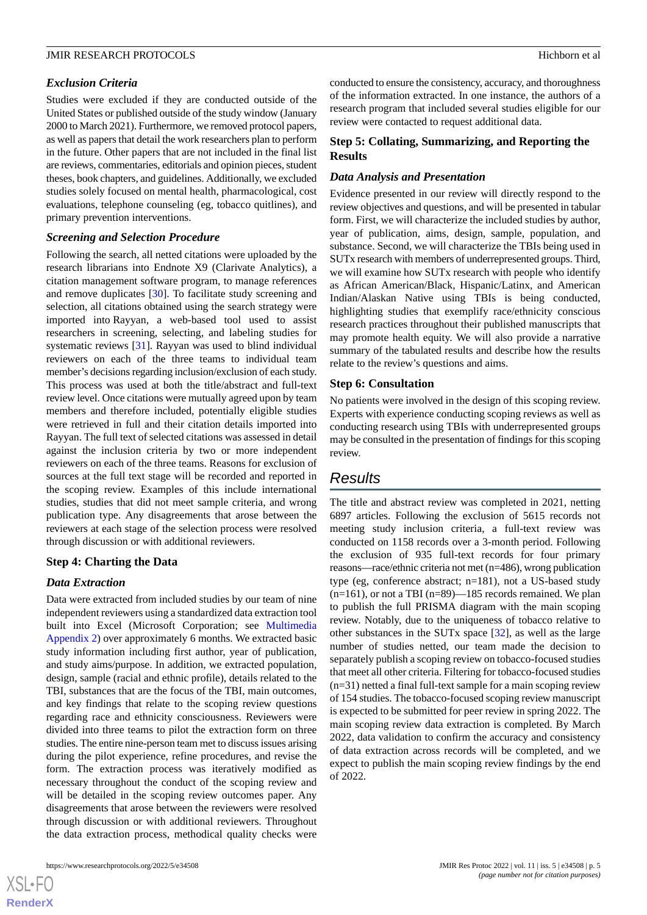### *Exclusion Criteria*

Studies were excluded if they are conducted outside of the United States or published outside of the study window (January 2000 to March 2021). Furthermore, we removed protocol papers, as well as papers that detail the work researchers plan to perform in the future. Other papers that are not included in the final list are reviews, commentaries, editorials and opinion pieces, student theses, book chapters, and guidelines. Additionally, we excluded studies solely focused on mental health, pharmacological, cost evaluations, telephone counseling (eg, tobacco quitlines), and primary prevention interventions.

### *Screening and Selection Procedure*

Following the search, all netted citations were uploaded by the research librarians into Endnote X9 (Clarivate Analytics), a citation management software program, to manage references and remove duplicates [30]. To facilitate study screening and selection, all citations obtained using the search strategy were imported into Rayyan, a web-based tool used to assist researchers in screening, selecting, and labeling studies for systematic reviews [31]. Rayyan was used to blind individual reviewers on each of the three teams to individual team member's decisions regarding inclusion/exclusion of each study. This process was used at both the title/abstract and full-text review level. Once citations were mutually agreed upon by team members and therefore included, potentially eligible studies were retrieved in full and their citation details imported into Rayyan. The full text of selected citations was assessed in detail against the inclusion criteria by two or more independent reviewers on each of the three teams. Reasons for exclusion of sources at the full text stage will be recorded and reported in the scoping review. Examples of this include international studies, studies that did not meet sample criteria, and wrong publication type. Any disagreements that arose between the reviewers at each stage of the selection process were resolved through discussion or with additional reviewers.

### Step 4: Charting the Data

### *Data Extraction*

Data were extracted from included studies by our team of nine independent reviewers using a standardized data extraction tool built into Excel (Microsoft Corporation; see Multimedia Appendix 2) over approximately 6 months. We extracted basic study information including first author, year of publication, and study aims/purpose. In addition, we extracted population, design, sample (racial and ethnic profile), details related to the TBI, substances that are the focus of the TBI, main outcomes, and key findings that relate to the scoping review questions regarding race and ethnicity consciousness. Reviewers were divided into three teams to pilot the extraction form on three studies. The entire nine-person team met to discuss issues arising during the pilot experience, refine procedures, and revise the form. The extraction process was iteratively modified as necessary throughout the conduct of the scoping review and will be detailed in the scoping review outcomes paper. Any disagreements that arose between the reviewers were resolved through discussion or with additional reviewers. Throughout the data extraction process, methodical quality checks were conducted to ensure the consistency, accuracy, and thoroughness of the information extracted. In one instance, the authors of a research program that included several studies eligible for our review were contacted to request additional data.

### Step 5: Collating, Summarizing, and Reporting the Results

### *Data Analysis and Presentation*

Evidence presented in our review will directly respond to the review objectives and questions, and will be presented in tabular form. First, we will characterize the included studies by author, year of publication, aims, design, sample, population, and substance. Second, we will characterize the TBIs being used in SUTx research with members of underrepresented groups. Third, we will examine how SUTx research with people who identify as African American/Black, Hispanic/Latinx, and American Indian/Alaskan Native using TBIs is being conducted, highlighting studies that exemplify race/ethnicity conscious research practices throughout their published manuscripts that may promote health equity. We will also provide a narrative summary of the tabulated results and describe how the results relate to the review's questions and aims.

### Step 6: Consultation

No patients were involved in the design of this scoping review. Experts with experience conducting scoping reviews as well as conducting research using TBIs with underrepresented groups may be consulted in the presentation of findings for this scoping review.

## *Results*

The title and abstract review was completed in 2021, netting 6897 articles. Following the exclusion of 5615 records not meeting study inclusion criteria, a full-text review was conducted on 1158 records over a 3-month period. Following the exclusion of 935 full-text records for four primary reasons—race/ethnic criteria not met (n=486), wrong publication type (eg, conference abstract; n=181), not a US-based study (n=161), or not a TBI (n=89)—185 records remained. We plan to publish the full PRISMA diagram with the main scoping review. Notably, due to the uniqueness of tobacco relative to other substances in the SUTx space [32], as well as the large number of studies netted, our team made the decision to separately publish a scoping review on tobacco-focused studies that meet all other criteria. Filtering for tobacco-focused studies (n=31) netted a final full-text sample for a main scoping review of 154 studies. The tobacco-focused scoping review manuscript is expected to be submitted for peer review in spring 2022. The main scoping review data extraction is completed. By March 2022, data validation to confirm the accuracy and consistency of data extraction across records will be completed, and we expect to publish the main scoping review findings by the end of 2022.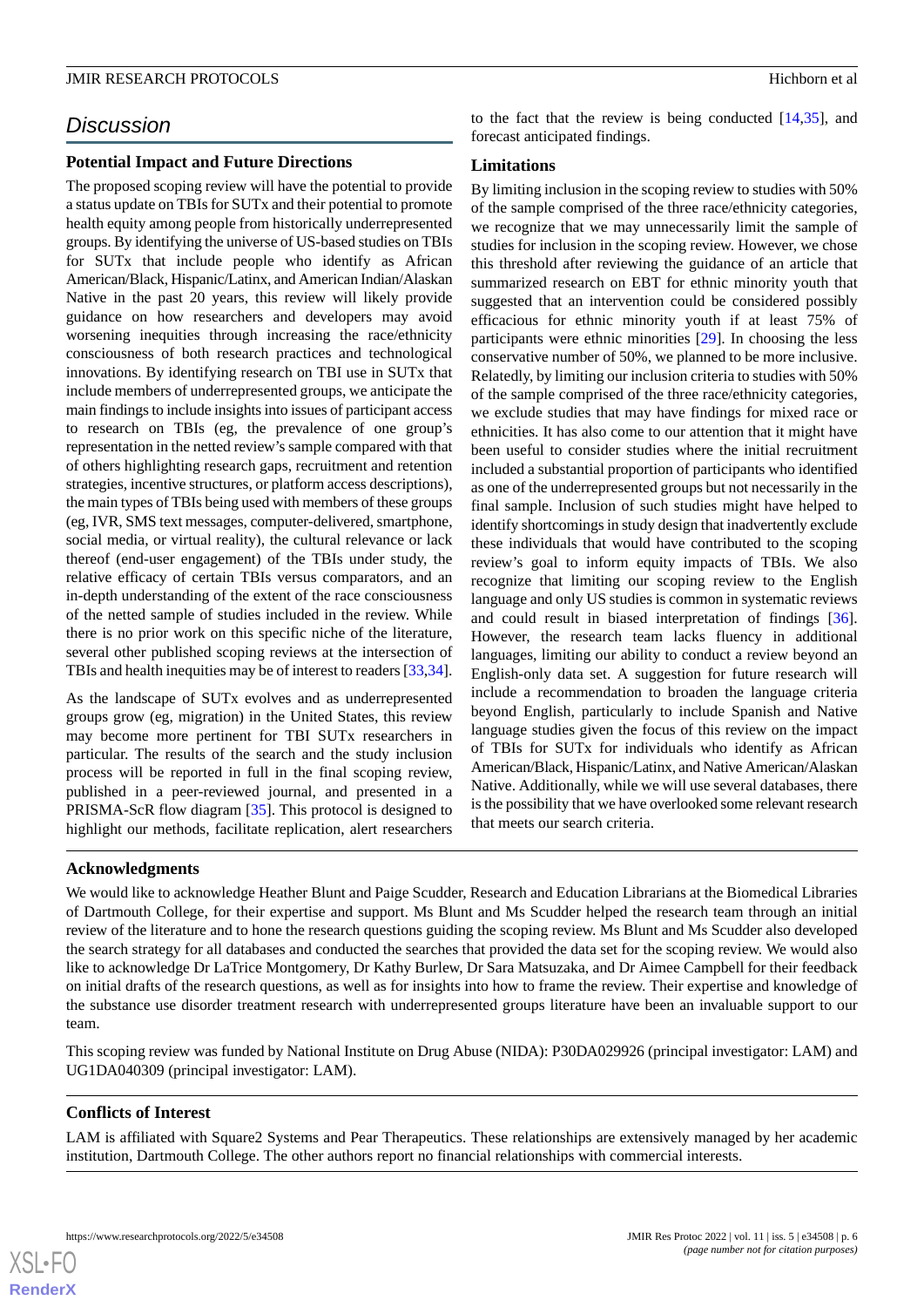## Discussion

### Potential Impact and Future Directions

The proposed scoping review will have the potential to provide a status update on TBIs for SUTx and their potential to promote health equity among people from historically underrepresented groups. By identifying the universe of US-based studies on TBIs for SUTx that include people who identify as African American/Black, Hispanic/Latinx, and American Indian/Alaskan Native in the past 20 years, this review will likely provide guidance on how researchers and developers may avoid worsening inequities through increasing the race/ethnicity consciousness of both research practices and technological innovations. By identifying research on TBI use in SUTx that include members of underrepresented groups, we anticipate the main findings to include insights into issues of participant access to research on TBIs (eg, the prevalence of one group's representation in the netted review's sample compared with that of others highlighting research gaps, recruitment and retention strategies, incentive structures, or platform access descriptions), the main types of TBIs being used with members of these groups (eg, IVR, SMS text messages, computer-delivered, smartphone, social media, or virtual reality), the cultural relevance or lack thereof (end-user engagement) of the TBIs under study, the relative efficacy of certain TBIs versus comparators, and an in-depth understanding of the extent of the race consciousness of the netted sample of studies included in the review. While there is no prior work on this specific niche of the literature, several other published scoping reviews at the intersection of TBIs and health inequities may be of interest to readers [33,34].

As the landscape of SUTx evolves and as underrepresented groups grow (eg, migration) in the United States, this review may become more pertinent for TBI SUTx researchers in particular. The results of the search and the study inclusion process will be reported in full in the final scoping review, published in a peer-reviewed journal, and presented in a PRISMA-ScR flow diagram [35]. This protocol is designed to highlight our methods, facilitate replication, alert researchers to the fact that the review is being conducted [14,35], and forecast anticipated findings.

### Limitations

By limiting inclusion in the scoping review to studies with 50% of the sample comprised of the three race/ethnicity categories, we recognize that we may unnecessarily limit the sample of studies for inclusion in the scoping review. However, we chose this threshold after reviewing the guidance of an article that summarized research on EBT for ethnic minority youth that suggested that an intervention could be considered possibly efficacious for ethnic minority youth if at least 75% of participants were ethnic minorities [29]. In choosing the less conservative number of 50%, we planned to be more inclusive. Relatedly, by limiting our inclusion criteria to studies with 50% of the sample comprised of the three race/ethnicity categories, we exclude studies that may have findings for mixed race or ethnicities. It has also come to our attention that it might have been useful to consider studies where the initial recruitment included a substantial proportion of participants who identified as one of the underrepresented groups but not necessarily in the final sample. Inclusion of such studies might have helped to identify shortcomings in study design that inadvertently exclude these individuals that would have contributed to the scoping review's goal to inform equity impacts of TBIs. We also recognize that limiting our scoping review to the English language and only US studies is common in systematic reviews and could result in biased interpretation of findings [36]. However, the research team lacks fluency in additional languages, limiting our ability to conduct a review beyond an English-only data set. A suggestion for future research will include a recommendation to broaden the language criteria beyond English, particularly to include Spanish and Native language studies given the focus of this review on the impact of TBIs for SUTx for individuals who identify as African American/Black, Hispanic/Latinx, and Native American/Alaskan Native. Additionally, while we will use several databases, there is the possibility that we have overlooked some relevant research that meets our search criteria.

## Acknowledgments

We would like to acknowledge Heather Blunt and Paige Scudder, Research and Education Librarians at the Biomedical Libraries of Dartmouth College, for their expertise and support. Ms Blunt and Ms Scudder helped the research team through an initial review of the literature and to hone the research questions guiding the scoping review. Ms Blunt and Ms Scudder also developed the search strategy for all databases and conducted the searches that provided the data set for the scoping review. We would also like to acknowledge Dr LaTrice Montgomery, Dr Kathy Burlew, Dr Sara Matsuzaka, and Dr Aimee Campbell for their feedback on initial drafts of the research questions, as well as for insights into how to frame the review. Their expertise and knowledge of the substance use disorder treatment research with underrepresented groups literature have been an invaluable support to our team.

This scoping review was funded by National Institute on Drug Abuse (NIDA): P30DA029926 (principal investigator: LAM) and UG1DA040309 (principal investigator: LAM).

## Conflicts of Interest

LAM is affiliated with Square2 Systems and Pear Therapeutics. These relationships are extensively managed by her academic institution, Dartmouth College. The other authors report no financial relationships with commercial interests.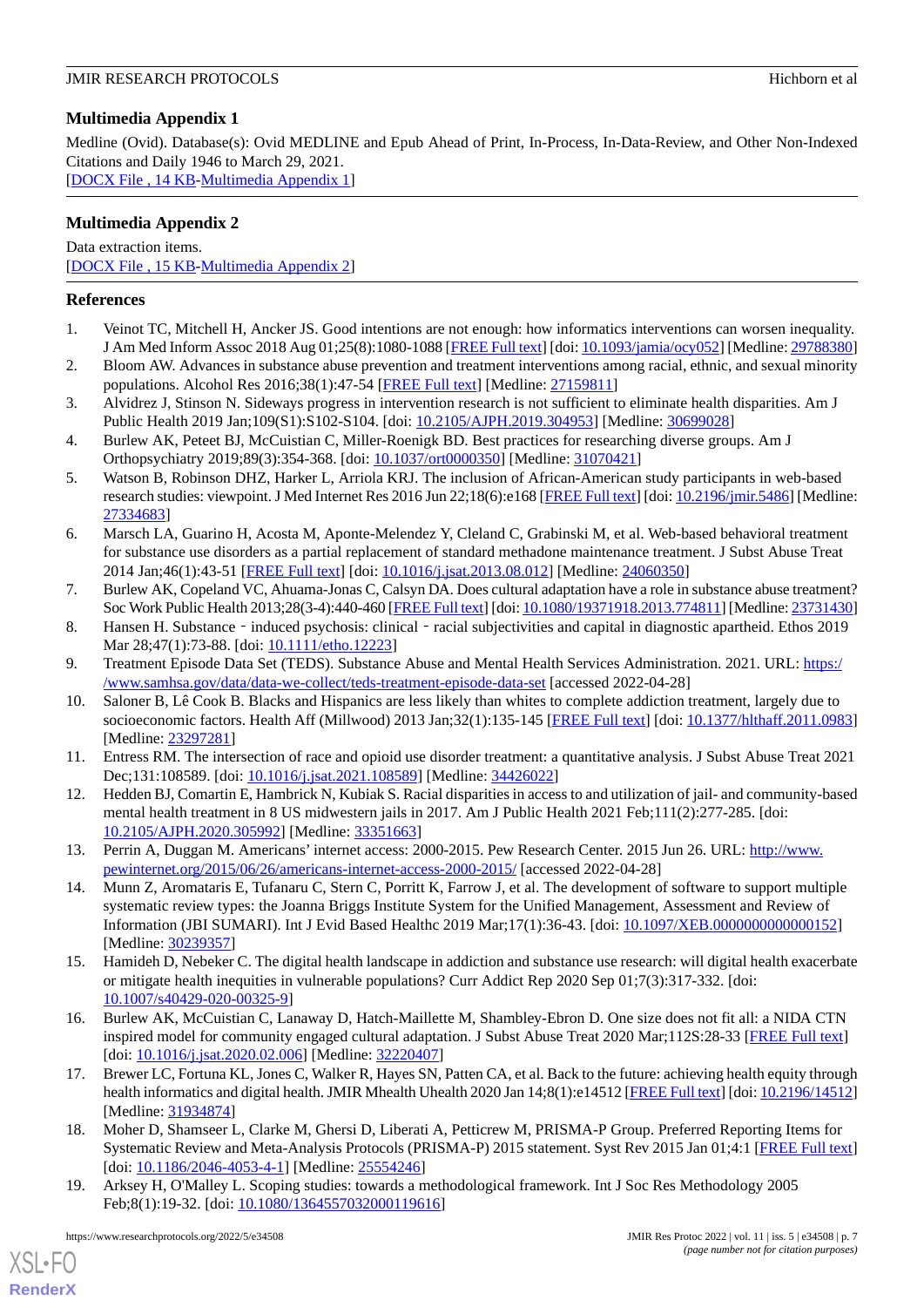## Multimedia Appendix 1

Medline (Ovid). Database(s): Ovid MEDLINE and Epub Ahead of Print, In-Process, In-Data-Review, and Other Non-Indexed Citations and Daily 1946 to March 29, 2021.
[DOCX File , 14 KB-Multimedia Appendix 1]

## Multimedia Appendix 2

Data extraction items.
[DOCX File , 15 KB-Multimedia Appendix 2]

## References

1. Veinot TC, Mitchell H, Ancker JS. Good intentions are not enough: how informatics interventions can worsen inequality. J Am Med Inform Assoc 2018 Aug 01;25(8):1080-1088 [FREE Full text] [doi: 10.1093/jamia/ocy052] [Medline: 29788380]
2. Bloom AW. Advances in substance abuse prevention and treatment interventions among racial, ethnic, and sexual minority populations. Alcohol Res 2016;38(1):47-54 [FREE Full text] [Medline: 27159811]
3. Alvidrez J, Stinson N. Sideways progress in intervention research is not sufficient to eliminate health disparities. Am J Public Health 2019 Jan;109(S1):S102-S104. [doi: 10.2105/AJPH.2019.304953] [Medline: 30699028]
4. Burlew AK, Peteet BJ, McCuistian C, Miller-Roenigk BD. Best practices for researching diverse groups. Am J Orthopsychiatry 2019;89(3):354-368. [doi: 10.1037/ort0000350] [Medline: 31070421]
5. Watson B, Robinson DHZ, Harker L, Arriola KRJ. The inclusion of African-American study participants in web-based research studies: viewpoint. J Med Internet Res 2016 Jun 22;18(6):e168 [FREE Full text] [doi: 10.2196/jmir.5486] [Medline: 27334683]
6. Marsch LA, Guarino H, Acosta M, Aponte-Melendez Y, Cleland C, Grabinski M, et al. Web-based behavioral treatment for substance use disorders as a partial replacement of standard methadone maintenance treatment. J Subst Abuse Treat 2014 Jan;46(1):43-51 [FREE Full text] [doi: 10.1016/j.jsat.2013.08.012] [Medline: 24060350]
7. Burlew AK, Copeland VC, Ahuama-Jonas C, Calsyn DA. Does cultural adaptation have a role in substance abuse treatment? Soc Work Public Health 2013;28(3-4):440-460 [FREE Full text] [doi: 10.1080/19371918.2013.774811] [Medline: 23731430]
8. Hansen H. Substance‐induced psychosis: clinical‐racial subjectivities and capital in diagnostic apartheid. Ethos 2019 Mar 28;47(1):73-88. [doi: 10.1111/etho.12223]
9. Treatment Episode Data Set (TEDS). Substance Abuse and Mental Health Services Administration. 2021. URL: https://www.samhsa.gov/data/data-we-collect/teds-treatment-episode-data-set [accessed 2022-04-28]
10. Saloner B, Lê Cook B. Blacks and Hispanics are less likely than whites to complete addiction treatment, largely due to socioeconomic factors. Health Aff (Millwood) 2013 Jan;32(1):135-145 [FREE Full text] [doi: 10.1377/hlthaff.2011.0983] [Medline: 23297281]
11. Entress RM. The intersection of race and opioid use disorder treatment: a quantitative analysis. J Subst Abuse Treat 2021 Dec;131:108589. [doi: 10.1016/j.jsat.2021.108589] [Medline: 34426022]
12. Hedden BJ, Comartin E, Hambrick N, Kubiak S. Racial disparities in access to and utilization of jail- and community-based mental health treatment in 8 US midwestern jails in 2017. Am J Public Health 2021 Feb;111(2):277-285. [doi: 10.2105/AJPH.2020.305992] [Medline: 33351663]
13. Perrin A, Duggan M. Americans' internet access: 2000-2015. Pew Research Center. 2015 Jun 26. URL: http://www.pewinternet.org/2015/06/26/americans-internet-access-2000-2015/ [accessed 2022-04-28]
14. Munn Z, Aromataris E, Tufanaru C, Stern C, Porritt K, Farrow J, et al. The development of software to support multiple systematic review types: the Joanna Briggs Institute System for the Unified Management, Assessment and Review of Information (JBI SUMARI). Int J Evid Based Healthc 2019 Mar;17(1):36-43. [doi: 10.1097/XEB.0000000000000152] [Medline: 30239357]
15. Hamideh D, Nebeker C. The digital health landscape in addiction and substance use research: will digital health exacerbate or mitigate health inequities in vulnerable populations? Curr Addict Rep 2020 Sep 01;7(3):317-332. [doi: 10.1007/s40429-020-00325-9]
16. Burlew AK, McCuistian C, Lanaway D, Hatch-Maillette M, Shambley-Ebron D. One size does not fit all: a NIDA CTN inspired model for community engaged cultural adaptation. J Subst Abuse Treat 2020 Mar;112S:28-33 [FREE Full text] [doi: 10.1016/j.jsat.2020.02.006] [Medline: 32220407]
17. Brewer LC, Fortuna KL, Jones C, Walker R, Hayes SN, Patten CA, et al. Back to the future: achieving health equity through health informatics and digital health. JMIR Mhealth Uhealth 2020 Jan 14;8(1):e14512 [FREE Full text] [doi: 10.2196/14512] [Medline: 31934874]
18. Moher D, Shamseer L, Clarke M, Ghersi D, Liberati A, Petticrew M, PRISMA-P Group. Preferred Reporting Items for Systematic Review and Meta-Analysis Protocols (PRISMA-P) 2015 statement. Syst Rev 2015 Jan 01;4:1 [FREE Full text] [doi: 10.1186/2046-4053-4-1] [Medline: 25554246]
19. Arksey H, O'Malley L. Scoping studies: towards a methodological framework. Int J Soc Res Methodology 2005 Feb;8(1):19-32. [doi: 10.1080/1364557032000119616]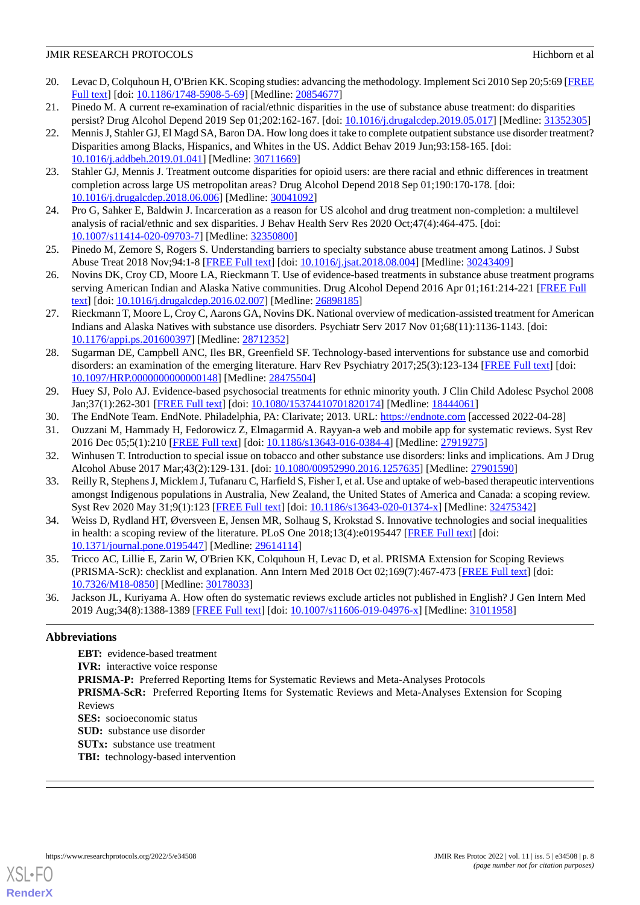20. Levac D, Colquhoun H, O'Brien KK. Scoping studies: advancing the methodology. Implement Sci 2010 Sep 20;5:69 [FREE Full text] [doi: 10.1186/1748-5908-5-69] [Medline: 20854677]
21. Pinedo M. A current re-examination of racial/ethnic disparities in the use of substance abuse treatment: do disparities persist? Drug Alcohol Depend 2019 Sep 01;202:162-167. [doi: 10.1016/j.drugalcdep.2019.05.017] [Medline: 31352305]
22. Mennis J, Stahler GJ, El Magd SA, Baron DA. How long does it take to complete outpatient substance use disorder treatment? Disparities among Blacks, Hispanics, and Whites in the US. Addict Behav 2019 Jun;93:158-165. [doi: 10.1016/j.addbeh.2019.01.041] [Medline: 30711669]
23. Stahler GJ, Mennis J. Treatment outcome disparities for opioid users: are there racial and ethnic differences in treatment completion across large US metropolitan areas? Drug Alcohol Depend 2018 Sep 01;190:170-178. [doi: 10.1016/j.drugalcdep.2018.06.006] [Medline: 30041092]
24. Pro G, Sahker E, Baldwin J. Incarceration as a reason for US alcohol and drug treatment non-completion: a multilevel analysis of racial/ethnic and sex disparities. J Behav Health Serv Res 2020 Oct;47(4):464-475. [doi: 10.1007/s11414-020-09703-7] [Medline: 32350800]
25. Pinedo M, Zemore S, Rogers S. Understanding barriers to specialty substance abuse treatment among Latinos. J Subst Abuse Treat 2018 Nov;94:1-8 [FREE Full text] [doi: 10.1016/j.jsat.2018.08.004] [Medline: 30243409]
26. Novins DK, Croy CD, Moore LA, Rieckmann T. Use of evidence-based treatments in substance abuse treatment programs serving American Indian and Alaska Native communities. Drug Alcohol Depend 2016 Apr 01;161:214-221 [FREE Full text] [doi: 10.1016/j.drugalcdep.2016.02.007] [Medline: 26898185]
27. Rieckmann T, Moore L, Croy C, Aarons GA, Novins DK. National overview of medication-assisted treatment for American Indians and Alaska Natives with substance use disorders. Psychiatr Serv 2017 Nov 01;68(11):1136-1143. [doi: 10.1176/appi.ps.201600397] [Medline: 28712352]
28. Sugarman DE, Campbell ANC, Iles BR, Greenfield SF. Technology-based interventions for substance use and comorbid disorders: an examination of the emerging literature. Harv Rev Psychiatry 2017;25(3):123-134 [FREE Full text] [doi: 10.1097/HRP.0000000000000148] [Medline: 28475504]
29. Huey SJ, Polo AJ. Evidence-based psychosocial treatments for ethnic minority youth. J Clin Child Adolesc Psychol 2008 Jan;37(1):262-301 [FREE Full text] [doi: 10.1080/15374410701820174] [Medline: 18444061]
30. The EndNote Team. EndNote. Philadelphia, PA: Clarivate; 2013. URL: https://endnote.com [accessed 2022-04-28]
31. Ouzzani M, Hammady H, Fedorowicz Z, Elmagarmid A. Rayyan-a web and mobile app for systematic reviews. Syst Rev 2016 Dec 05;5(1):210 [FREE Full text] [doi: 10.1186/s13643-016-0384-4] [Medline: 27919275]
32. Winhusen T. Introduction to special issue on tobacco and other substance use disorders: links and implications. Am J Drug Alcohol Abuse 2017 Mar;43(2):129-131. [doi: 10.1080/00952990.2016.1257635] [Medline: 27901590]
33. Reilly R, Stephens J, Micklem J, Tufanaru C, Harfield S, Fisher I, et al. Use and uptake of web-based therapeutic interventions amongst Indigenous populations in Australia, New Zealand, the United States of America and Canada: a scoping review. Syst Rev 2020 May 31;9(1):123 [FREE Full text] [doi: 10.1186/s13643-020-01374-x] [Medline: 32475342]
34. Weiss D, Rydland HT, Øversveen E, Jensen MR, Solhaug S, Krokstad S. Innovative technologies and social inequalities in health: a scoping review of the literature. PLoS One 2018;13(4):e0195447 [FREE Full text] [doi: 10.1371/journal.pone.0195447] [Medline: 29614114]
35. Tricco AC, Lillie E, Zarin W, O'Brien KK, Colquhoun H, Levac D, et al. PRISMA Extension for Scoping Reviews (PRISMA-ScR): checklist and explanation. Ann Intern Med 2018 Oct 02;169(7):467-473 [FREE Full text] [doi: 10.7326/M18-0850] [Medline: 30178033]
36. Jackson JL, Kuriyama A. How often do systematic reviews exclude articles not published in English? J Gen Intern Med 2019 Aug;34(8):1388-1389 [FREE Full text] [doi: 10.1007/s11606-019-04976-x] [Medline: 31011958]

## Abbreviations

**EBT:** evidence-based treatment
**IVR:** interactive voice response
**PRISMA-P:** Preferred Reporting Items for Systematic Reviews and Meta-Analyses Protocols
**PRISMA-ScR:** Preferred Reporting Items for Systematic Reviews and Meta-Analyses Extension for Scoping Reviews
**SES:** socioeconomic status
**SUD:** substance use disorder
**SUTx:** substance use treatment
**TBI:** technology-based intervention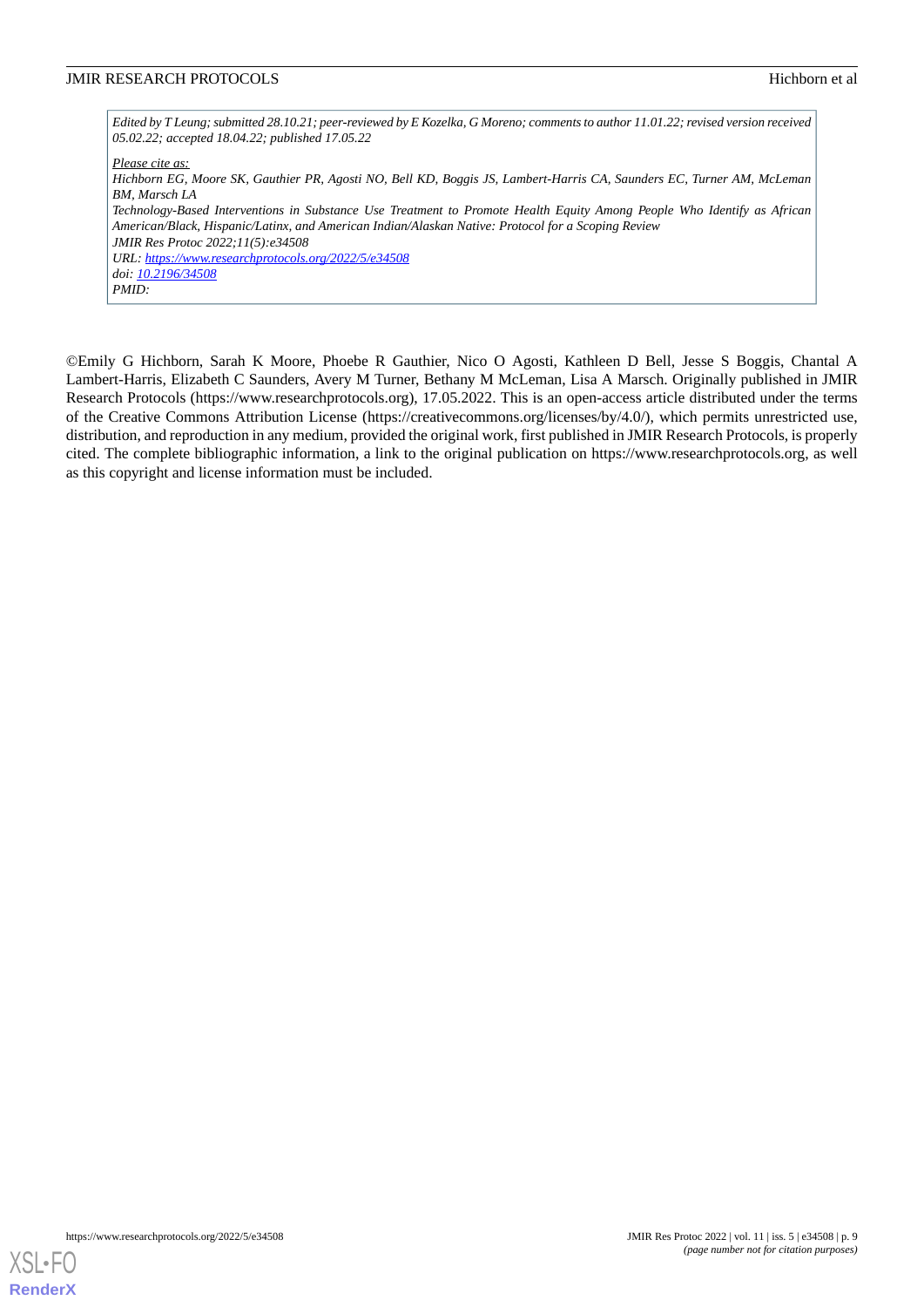*Edited by T Leung; submitted 28.10.21; peer-reviewed by E Kozelka, G Moreno; comments to author 11.01.22; revised version received 05.02.22; accepted 18.04.22; published 17.05.22*

*Please cite as:*
*Hichborn EG, Moore SK, Gauthier PR, Agosti NO, Bell KD, Boggis JS, Lambert-Harris CA, Saunders EC, Turner AM, McLeman BM, Marsch LA*
*Technology-Based Interventions in Substance Use Treatment to Promote Health Equity Among People Who Identify as African American/Black, Hispanic/Latinx, and American Indian/Alaskan Native: Protocol for a Scoping Review*
*JMIR Res Protoc 2022;11(5):e34508*
*URL: https://www.researchprotocols.org/2022/5/e34508*
*doi: 10.2196/34508*
*PMID:*

©Emily G Hichborn, Sarah K Moore, Phoebe R Gauthier, Nico O Agosti, Kathleen D Bell, Jesse S Boggis, Chantal A Lambert-Harris, Elizabeth C Saunders, Avery M Turner, Bethany M McLeman, Lisa A Marsch. Originally published in JMIR Research Protocols (https://www.researchprotocols.org), 17.05.2022. This is an open-access article distributed under the terms of the Creative Commons Attribution License (https://creativecommons.org/licenses/by/4.0/), which permits unrestricted use, distribution, and reproduction in any medium, provided the original work, first published in JMIR Research Protocols, is properly cited. The complete bibliographic information, a link to the original publication on https://www.researchprotocols.org, as well as this copyright and license information must be included.